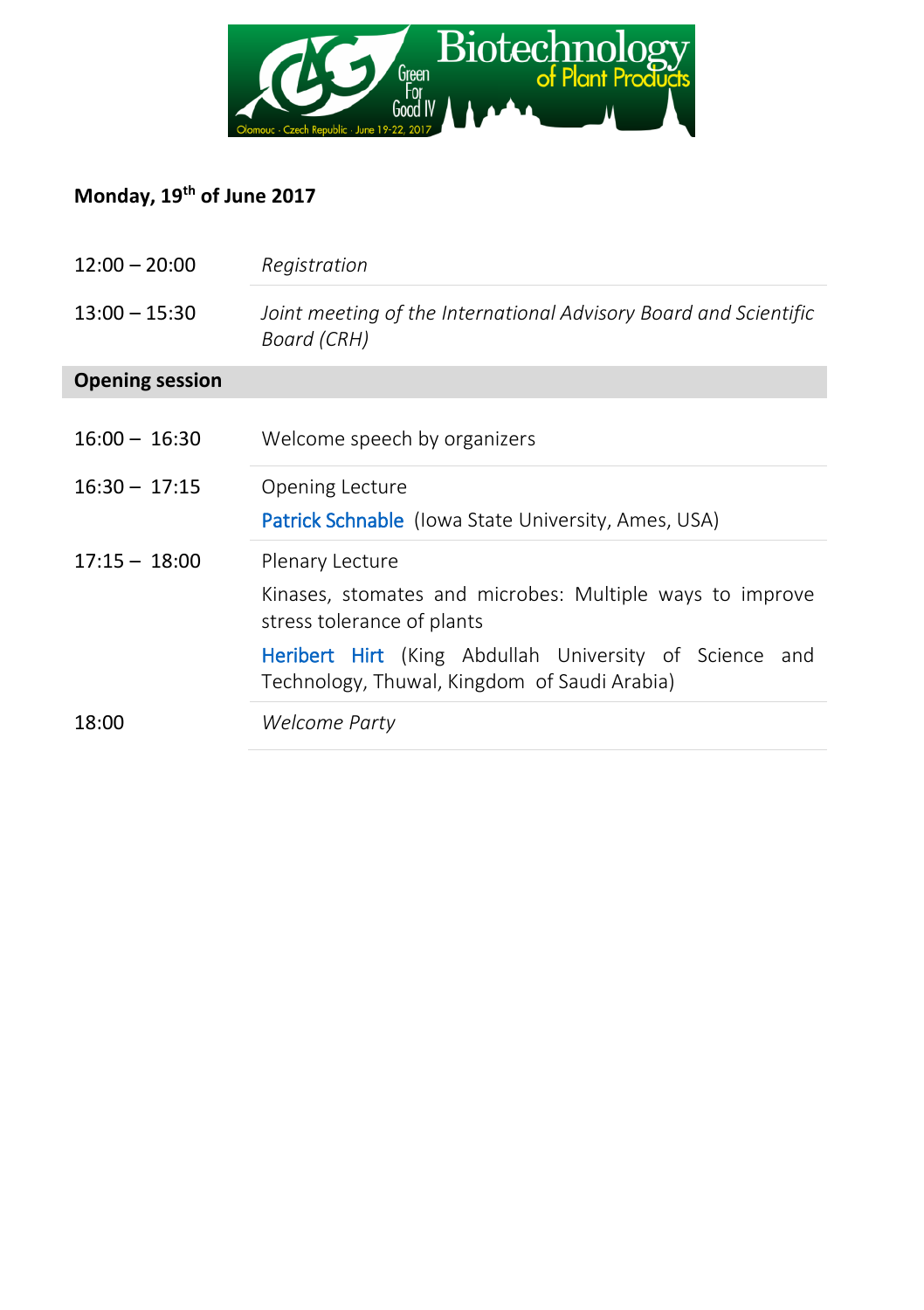## Monday, 19th of June 2017

| | |
|---|---|
| 12:00 – 20:00 | *Registration* |
| 13:00 – 15:30 | *Joint meeting of the International Advisory Board and Scientific Board (CRH)* |

**Opening session**

| | |
|---|---|
| 16:00 – 16:30 | Welcome speech by organizers |
| 16:30 – 17:15 | Opening Lecture<br>Patrick Schnable (Iowa State University, Ames, USA) |
| 17:15 – 18:00 | Plenary Lecture<br>Kinases, stomates and microbes: Multiple ways to improve stress tolerance of plants<br>Heribert Hirt (King Abdullah University of Science and Technology, Thuwal, Kingdom of Saudi Arabia) |
| 18:00 | *Welcome Party* |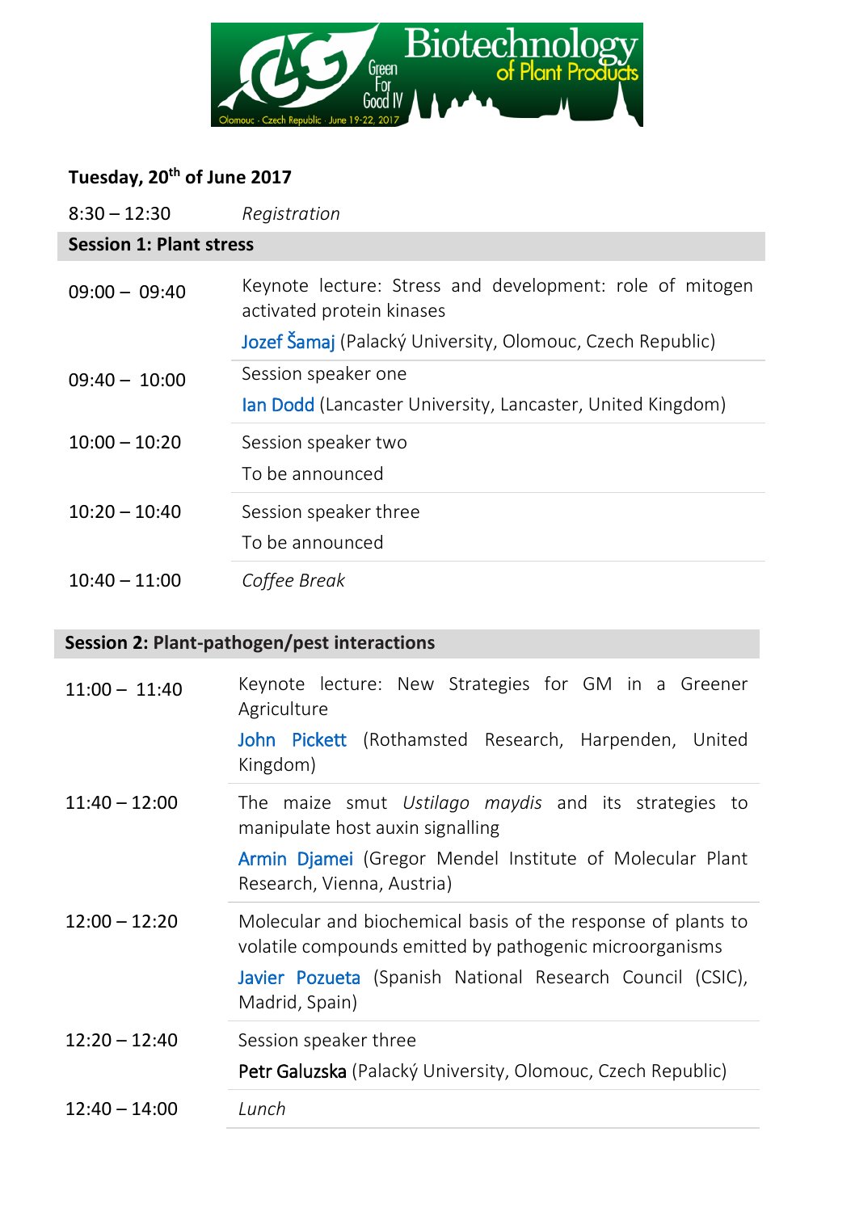## Tuesday, 20th of June 2017

| | |
|---|---|
| 8:30 – 12:30 | *Registration* |

### Session 1: Plant stress

| | |
|---|---|
| 09:00 – 09:40 | Keynote lecture: Stress and development: role of mitogen activated protein kinases<br>Jozef Šamaj (Palacký University, Olomouc, Czech Republic) |
| 09:40 – 10:00 | Session speaker one<br>Ian Dodd (Lancaster University, Lancaster, United Kingdom) |
| 10:00 – 10:20 | Session speaker two<br>To be announced |
| 10:20 – 10:40 | Session speaker three<br>To be announced |
| 10:40 – 11:00 | *Coffee Break* |

### Session 2: Plant-pathogen/pest interactions

| | |
|---|---|
| 11:00 – 11:40 | Keynote lecture: New Strategies for GM in a Greener Agriculture<br>John Pickett (Rothamsted Research, Harpenden, United Kingdom) |
| 11:40 – 12:00 | The maize smut *Ustilago maydis* and its strategies to manipulate host auxin signalling<br>Armin Djamei (Gregor Mendel Institute of Molecular Plant Research, Vienna, Austria) |
| 12:00 – 12:20 | Molecular and biochemical basis of the response of plants to volatile compounds emitted by pathogenic microorganisms<br>Javier Pozueta (Spanish National Research Council (CSIC), Madrid, Spain) |
| 12:20 – 12:40 | Session speaker three<br>Petr Galuzska (Palacký University, Olomouc, Czech Republic) |
| 12:40 – 14:00 | *Lunch* |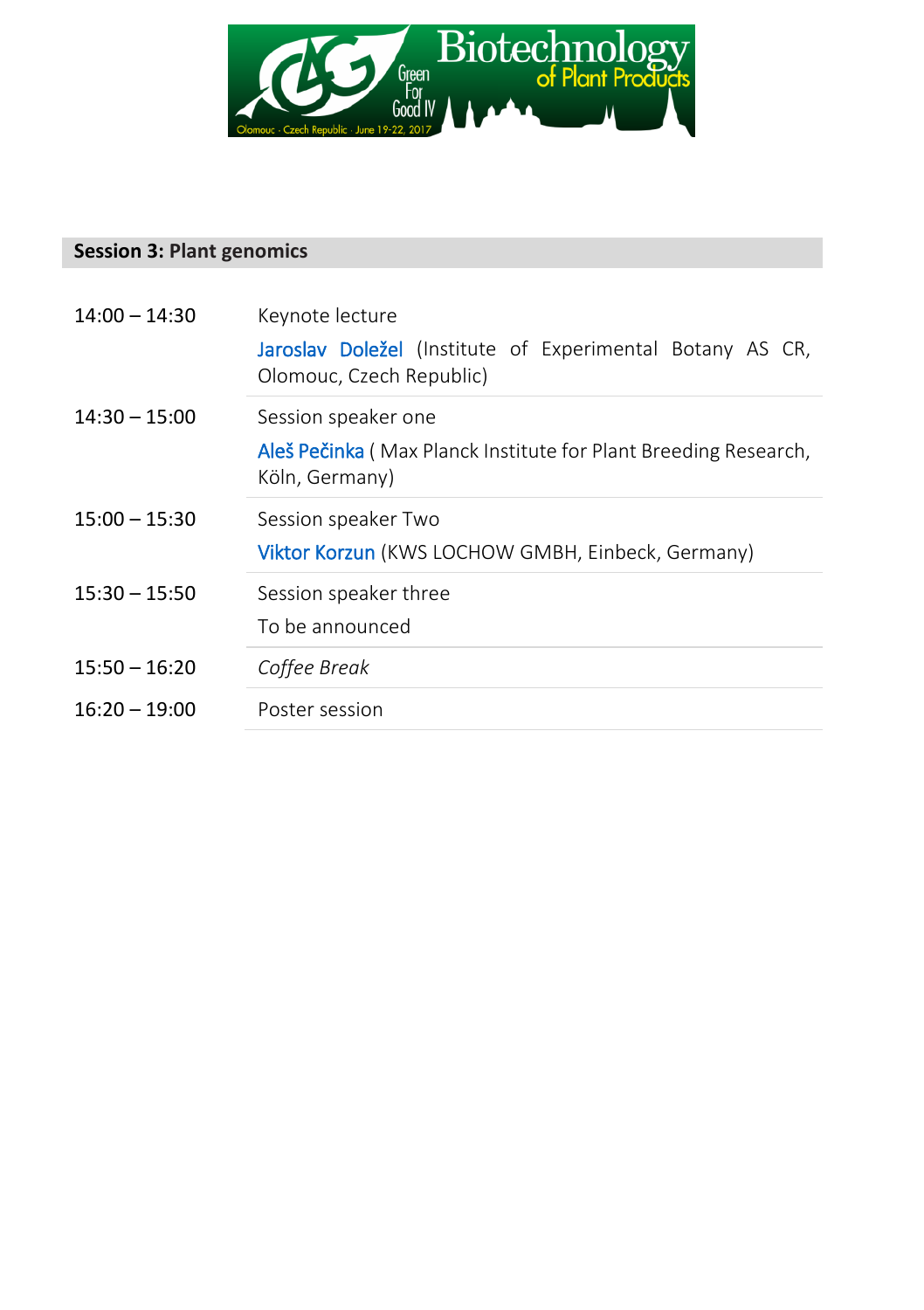## Session 3: Plant genomics

| Time | Program |
| --- | --- |
| 14:00 – 14:30 | Keynote lecture<br>Jaroslav Doležel (Institute of Experimental Botany AS CR, Olomouc, Czech Republic) |
| 14:30 – 15:00 | Session speaker one<br>Aleš Pečinka ( Max Planck Institute for Plant Breeding Research, Köln, Germany) |
| 15:00 – 15:30 | Session speaker Two<br>Viktor Korzun (KWS LOCHOW GMBH, Einbeck, Germany) |
| 15:30 – 15:50 | Session speaker three<br>To be announced |
| 15:50 – 16:20 | *Coffee Break* |
| 16:20 – 19:00 | Poster session |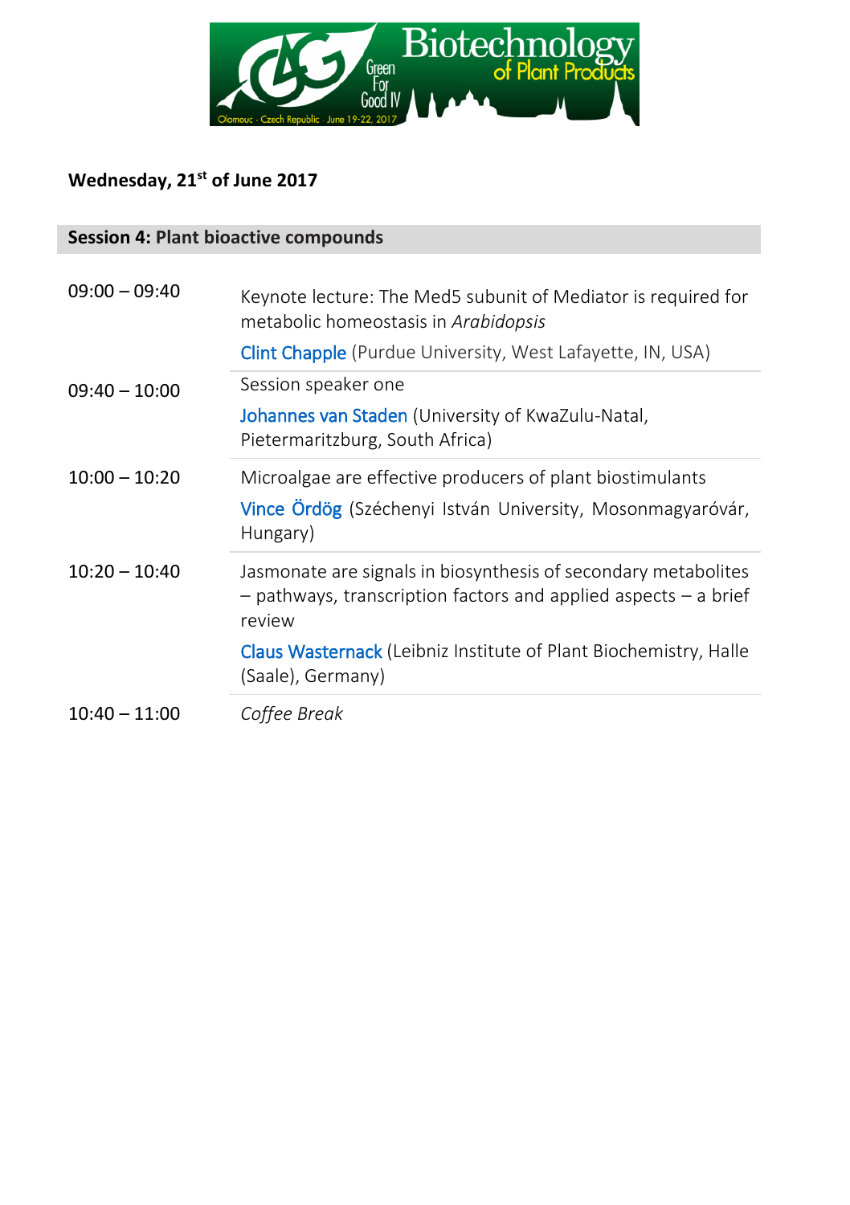**Wednesday, 21st of June 2017**

## Session 4: Plant bioactive compounds

| | |
|---|---|
| 09:00 – 09:40 | Keynote lecture: The Med5 subunit of Mediator is required for metabolic homeostasis in *Arabidopsis*<br>Clint Chapple (Purdue University, West Lafayette, IN, USA) |
| 09:40 – 10:00 | Session speaker one<br>Johannes van Staden (University of KwaZulu-Natal, Pietermaritzburg, South Africa) |
| 10:00 – 10:20 | Microalgae are effective producers of plant biostimulants<br>Vince Ördög (Széchenyi István University, Mosonmagyaróvár, Hungary) |
| 10:20 – 10:40 | Jasmonate are signals in biosynthesis of secondary metabolites – pathways, transcription factors and applied aspects – a brief review<br>Claus Wasternack (Leibniz Institute of Plant Biochemistry, Halle (Saale), Germany) |
| 10:40 – 11:00 | *Coffee Break* |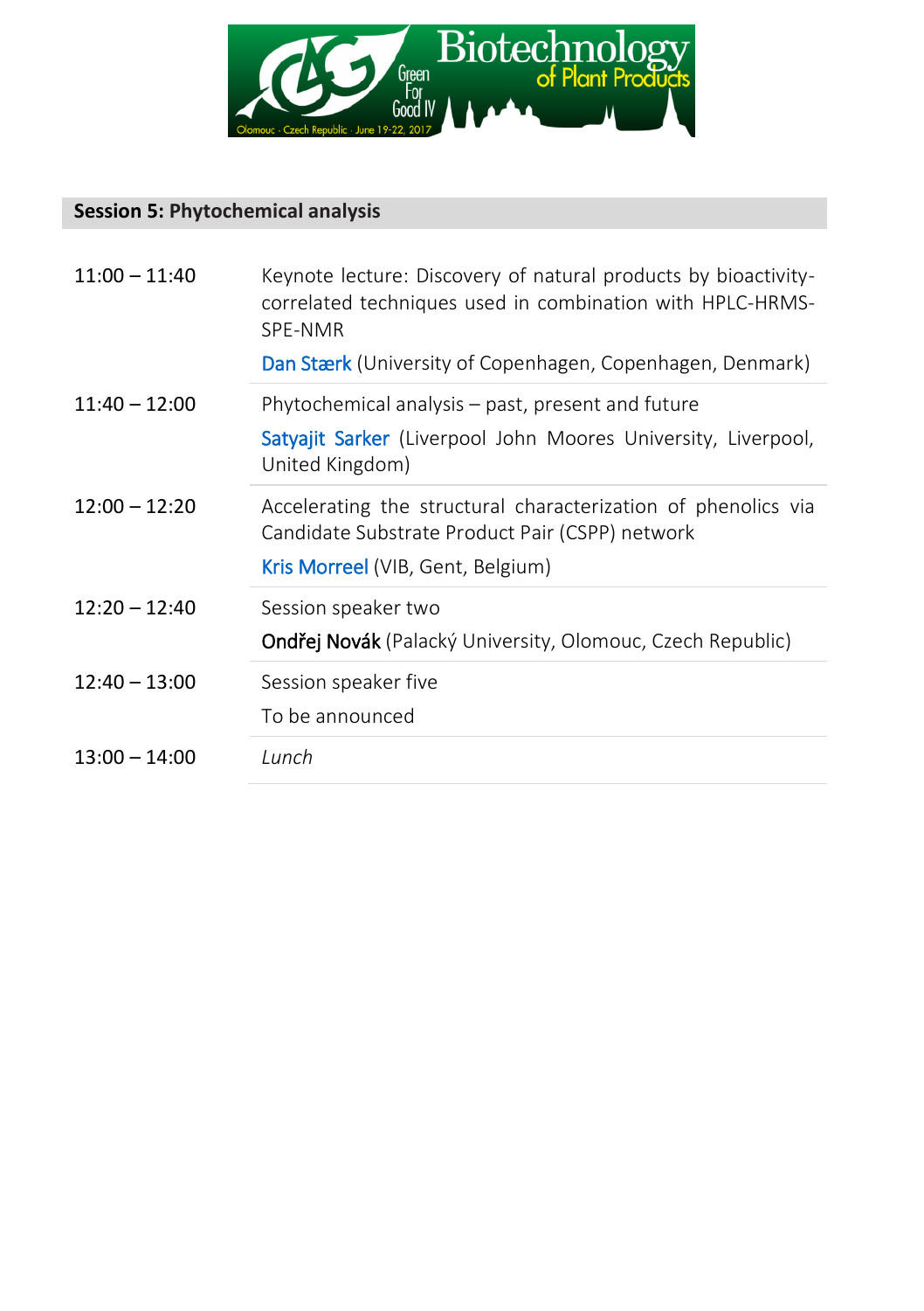## Session 5: Phytochemical analysis

| | |
|---|---|
| 11:00 – 11:40 | Keynote lecture: Discovery of natural products by bioactivity-correlated techniques used in combination with HPLC-HRMS-SPE-NMR<br>Dan Stærk (University of Copenhagen, Copenhagen, Denmark) |
| 11:40 – 12:00 | Phytochemical analysis – past, present and future<br>Satyajit Sarker (Liverpool John Moores University, Liverpool, United Kingdom) |
| 12:00 – 12:20 | Accelerating the structural characterization of phenolics via Candidate Substrate Product Pair (CSPP) network<br>Kris Morreel (VIB, Gent, Belgium) |
| 12:20 – 12:40 | Session speaker two<br>Ondřej Novák (Palacký University, Olomouc, Czech Republic) |
| 12:40 – 13:00 | Session speaker five<br>To be announced |
| 13:00 – 14:00 | *Lunch* |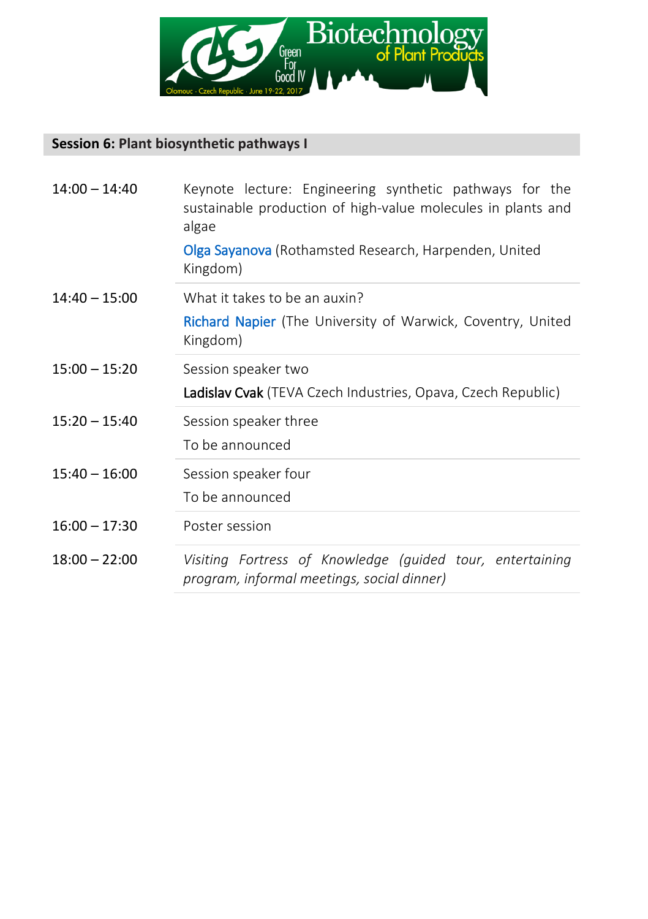## Session 6: Plant biosynthetic pathways I

| | |
|---|---|
| 14:00 – 14:40 | Keynote lecture: Engineering synthetic pathways for the sustainable production of high-value molecules in plants and algae<br>Olga Sayanova (Rothamsted Research, Harpenden, United Kingdom) |
| 14:40 – 15:00 | What it takes to be an auxin?<br>Richard Napier (The University of Warwick, Coventry, United Kingdom) |
| 15:00 – 15:20 | Session speaker two<br>Ladislav Cvak (TEVA Czech Industries, Opava, Czech Republic) |
| 15:20 – 15:40 | Session speaker three<br>To be announced |
| 15:40 – 16:00 | Session speaker four<br>To be announced |
| 16:00 – 17:30 | Poster session |
| 18:00 – 22:00 | *Visiting Fortress of Knowledge (guided tour, entertaining program, informal meetings, social dinner)* |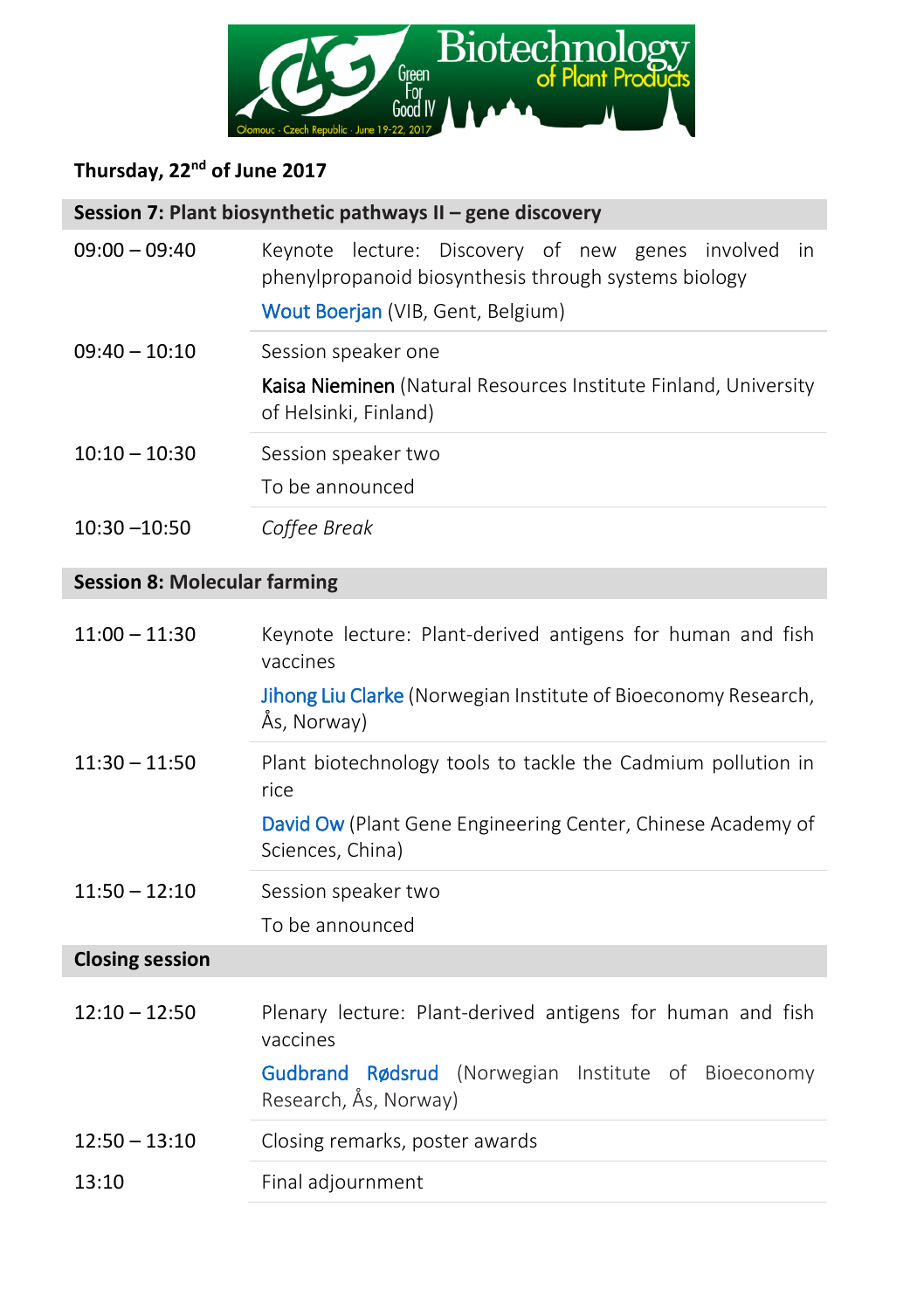Biotechnology of Plant Products

Green For Good IV

Olomouc · Czech Republic · June 19-22, 2017

**Thursday, 22nd of June 2017**

| | |
|---|---|
| **Session 7: Plant biosynthetic pathways II – gene discovery** | |
| 09:00 – 09:40 | Keynote lecture: Discovery of new genes involved in phenylpropanoid biosynthesis through systems biology<br>Wout Boerjan (VIB, Gent, Belgium) |
| 09:40 – 10:10 | Session speaker one<br>Kaisa Nieminen (Natural Resources Institute Finland, University of Helsinki, Finland) |
| 10:10 – 10:30 | Session speaker two<br>To be announced |
| 10:30 –10:50 | *Coffee Break* |
| **Session 8: Molecular farming** | |
| 11:00 – 11:30 | Keynote lecture: Plant-derived antigens for human and fish vaccines<br>Jihong Liu Clarke (Norwegian Institute of Bioeconomy Research, Ås, Norway) |
| 11:30 – 11:50 | Plant biotechnology tools to tackle the Cadmium pollution in rice<br>David Ow (Plant Gene Engineering Center, Chinese Academy of Sciences, China) |
| 11:50 – 12:10 | Session speaker two<br>To be announced |
| **Closing session** | |
| 12:10 – 12:50 | Plenary lecture: Plant-derived antigens for human and fish vaccines<br>Gudbrand Rødsrud (Norwegian Institute of Bioeconomy Research, Ås, Norway) |
| 12:50 – 13:10 | Closing remarks, poster awards |
| 13:10 | Final adjournment |